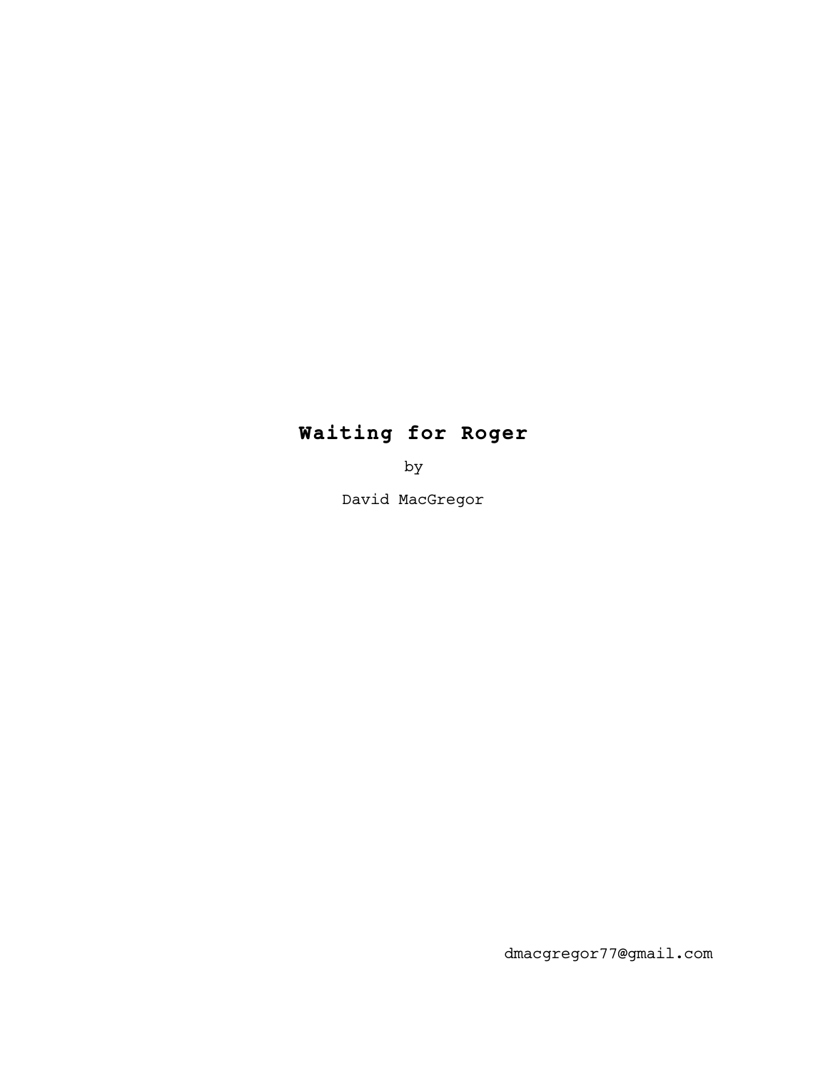# Waiting for Roger

by

David MacGregor

dmacgregor77@gmail.com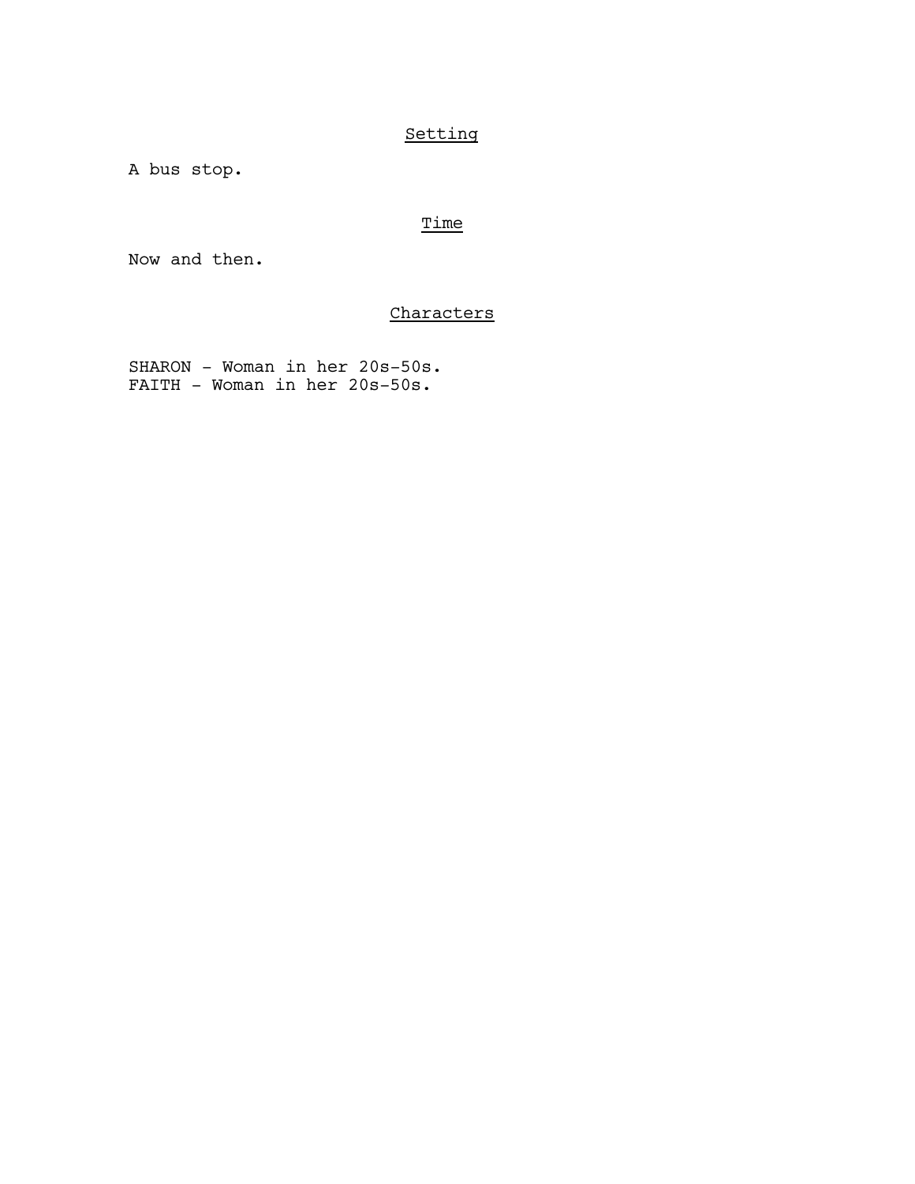## Setting

A bus stop.

## Time

Now and then.

## Characters

SHARON - Woman in her 20s-50s.
FAITH - Woman in her 20s-50s.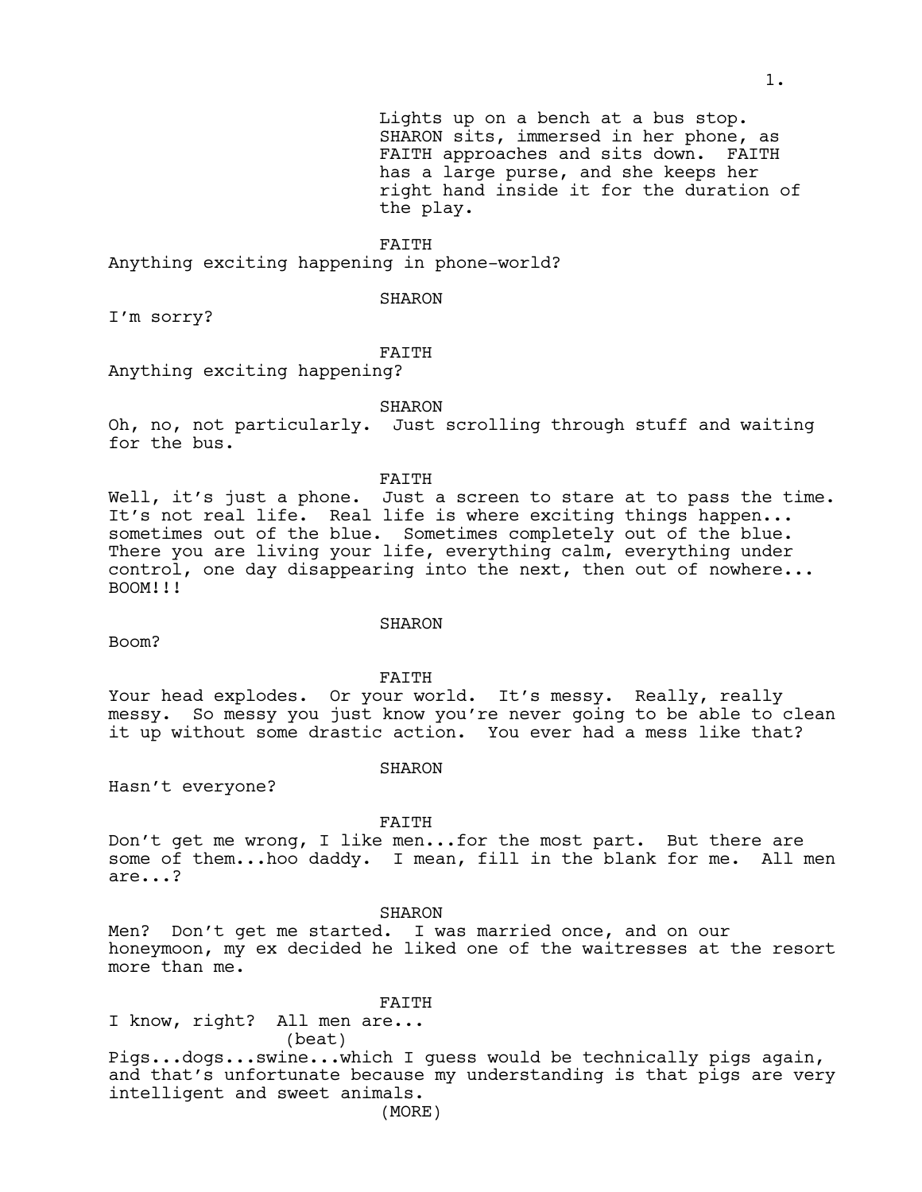*Lights up on a bench at a bus stop. SHARON sits, immersed in her phone, as FAITH approaches and sits down. FAITH has a large purse, and she keeps her right hand inside it for the duration of the play.*

FAITH
Anything exciting happening in phone-world?

SHARON
I'm sorry?

FAITH
Anything exciting happening?

SHARON
Oh, no, not particularly. Just scrolling through stuff and waiting for the bus.

FAITH
Well, it's just a phone. Just a screen to stare at to pass the time. It's not real life. Real life is where exciting things happen... sometimes out of the blue. Sometimes completely out of the blue. There you are living your life, everything calm, everything under control, one day disappearing into the next, then out of nowhere... BOOM!!!

SHARON
Boom?

FAITH
Your head explodes. Or your world. It's messy. Really, really messy. So messy you just know you're never going to be able to clean it up without some drastic action. You ever had a mess like that?

SHARON
Hasn't everyone?

FAITH
Don't get me wrong, I like men...for the most part. But there are some of them...hoo daddy. I mean, fill in the blank for me. All men are...?

SHARON
Men? Don't get me started. I was married once, and on our honeymoon, my ex decided he liked one of the waitresses at the resort more than me.

FAITH
I know, right? All men are...
(beat)
Pigs...dogs...swine...which I guess would be technically pigs again, and that's unfortunate because my understanding is that pigs are very intelligent and sweet animals.
(MORE)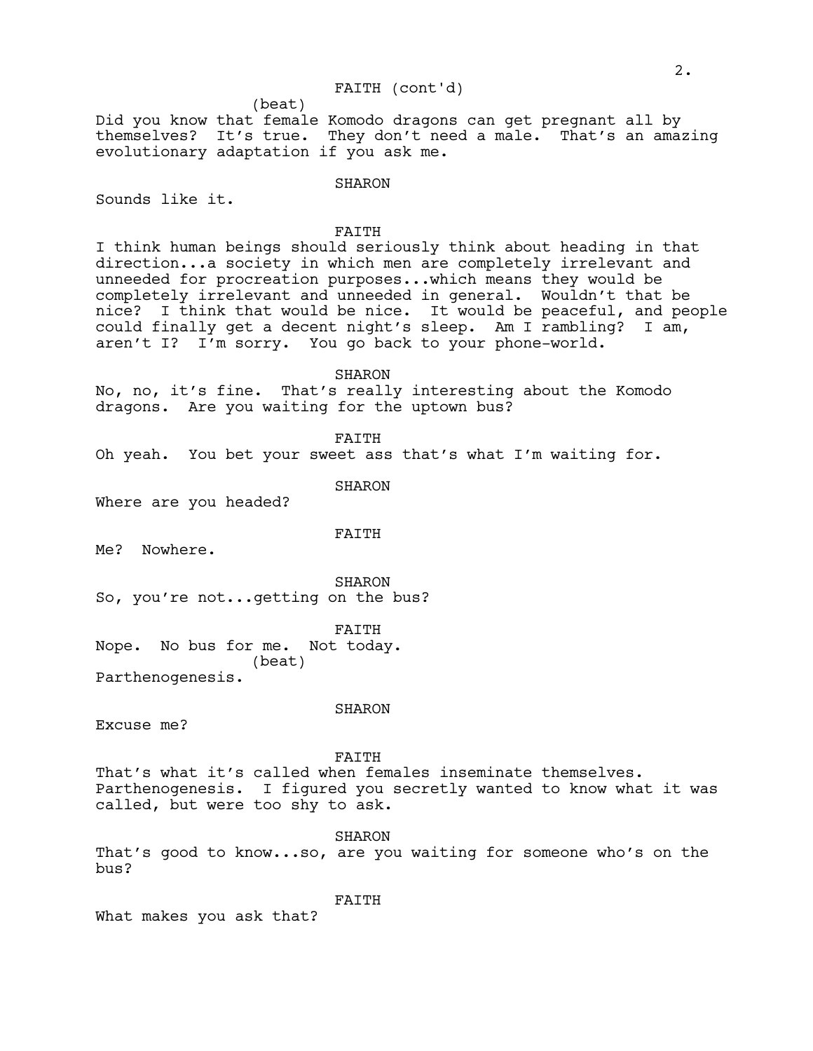FAITH (cont'd)

(beat)

Did you know that female Komodo dragons can get pregnant all by themselves? It's true. They don't need a male. That's an amazing evolutionary adaptation if you ask me.

SHARON

Sounds like it.

FAITH

I think human beings should seriously think about heading in that direction...a society in which men are completely irrelevant and unneeded for procreation purposes...which means they would be completely irrelevant and unneeded in general. Wouldn't that be nice? I think that would be nice. It would be peaceful, and people could finally get a decent night's sleep. Am I rambling? I am, aren't I? I'm sorry. You go back to your phone-world.

SHARON

No, no, it's fine. That's really interesting about the Komodo dragons. Are you waiting for the uptown bus?

FAITH

Oh yeah. You bet your sweet ass that's what I'm waiting for.

SHARON

Where are you headed?

FAITH

Me? Nowhere.

SHARON

So, you're not...getting on the bus?

FAITH

Nope. No bus for me. Not today.

(beat)

Parthenogenesis.

SHARON

Excuse me?

FAITH

That's what it's called when females inseminate themselves. Parthenogenesis. I figured you secretly wanted to know what it was called, but were too shy to ask.

SHARON

That's good to know...so, are you waiting for someone who's on the bus?

FAITH

What makes you ask that?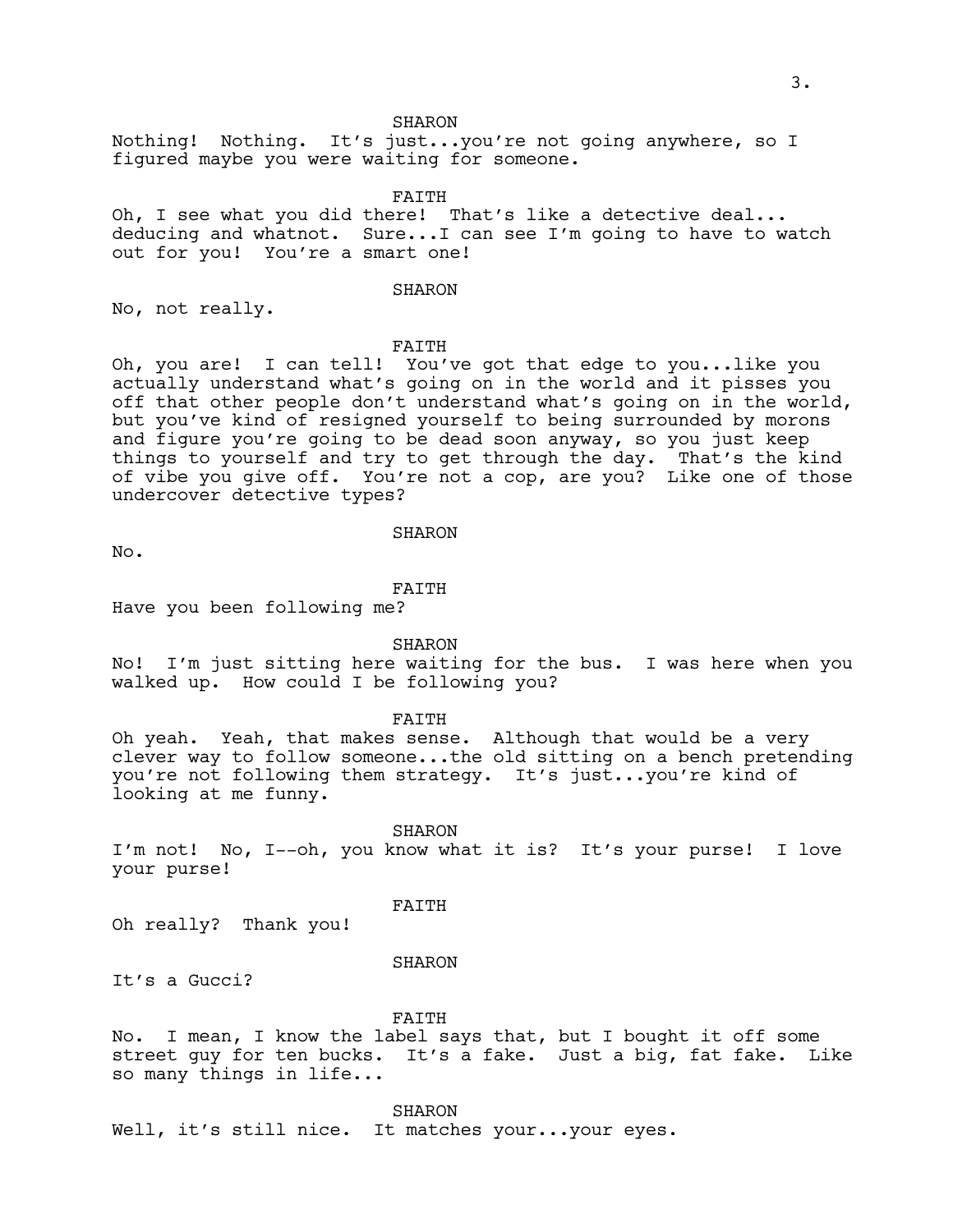SHARON

Nothing! Nothing. It's just...you're not going anywhere, so I figured maybe you were waiting for someone.

FAITH

Oh, I see what you did there! That's like a detective deal... deducing and whatnot. Sure...I can see I'm going to have to watch out for you! You're a smart one!

SHARON

No, not really.

FAITH

Oh, you are! I can tell! You've got that edge to you...like you actually understand what's going on in the world and it pisses you off that other people don't understand what's going on in the world, but you've kind of resigned yourself to being surrounded by morons and figure you're going to be dead soon anyway, so you just keep things to yourself and try to get through the day. That's the kind of vibe you give off. You're not a cop, are you? Like one of those undercover detective types?

SHARON

No.

FAITH

Have you been following me?

SHARON

No! I'm just sitting here waiting for the bus. I was here when you walked up. How could I be following you?

FAITH

Oh yeah. Yeah, that makes sense. Although that would be a very clever way to follow someone...the old sitting on a bench pretending you're not following them strategy. It's just...you're kind of looking at me funny.

SHARON

I'm not! No, I--oh, you know what it is? It's your purse! I love your purse!

FAITH

Oh really? Thank you!

SHARON

It's a Gucci?

FAITH

No. I mean, I know the label says that, but I bought it off some street guy for ten bucks. It's a fake. Just a big, fat fake. Like so many things in life...

SHARON

Well, it's still nice. It matches your...your eyes.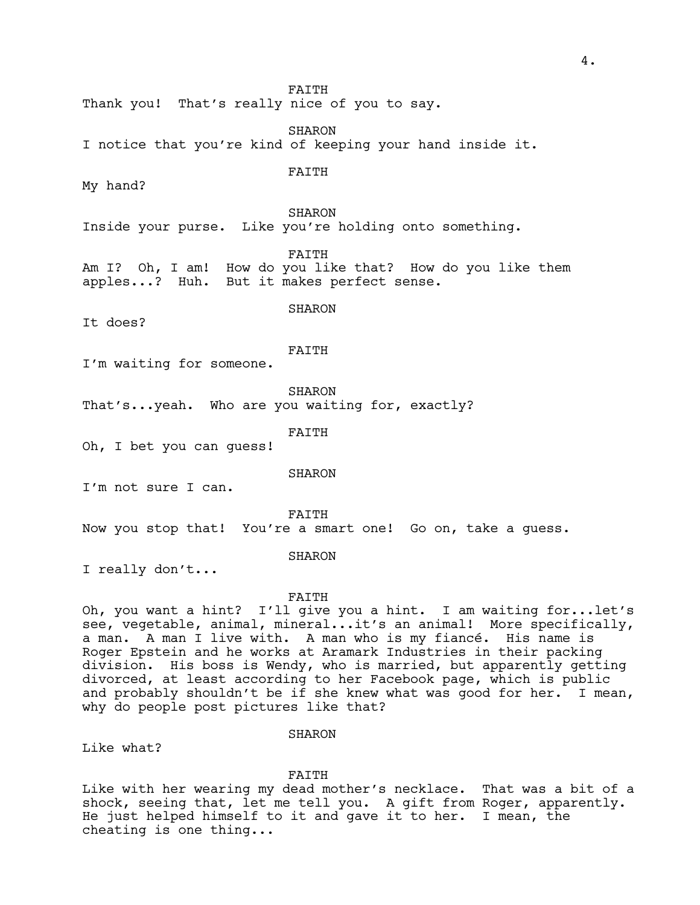FAITH

Thank you! That's really nice of you to say.

SHARON

I notice that you're kind of keeping your hand inside it.

FAITH

My hand?

SHARON

Inside your purse. Like you're holding onto something.

FAITH

Am I? Oh, I am! How do you like that? How do you like them apples...? Huh. But it makes perfect sense.

SHARON

It does?

FAITH

I'm waiting for someone.

SHARON

That's...yeah. Who are you waiting for, exactly?

FAITH

Oh, I bet you can guess!

SHARON

I'm not sure I can.

FAITH

Now you stop that! You're a smart one! Go on, take a guess.

SHARON

I really don't...

FAITH

Oh, you want a hint? I'll give you a hint. I am waiting for...let's see, vegetable, animal, mineral...it's an animal! More specifically, a man. A man I live with. A man who is my fiancé. His name is Roger Epstein and he works at Aramark Industries in their packing division. His boss is Wendy, who is married, but apparently getting divorced, at least according to her Facebook page, which is public and probably shouldn't be if she knew what was good for her. I mean, why do people post pictures like that?

SHARON

Like what?

FAITH

Like with her wearing my dead mother's necklace. That was a bit of a shock, seeing that, let me tell you. A gift from Roger, apparently. He just helped himself to it and gave it to her. I mean, the cheating is one thing...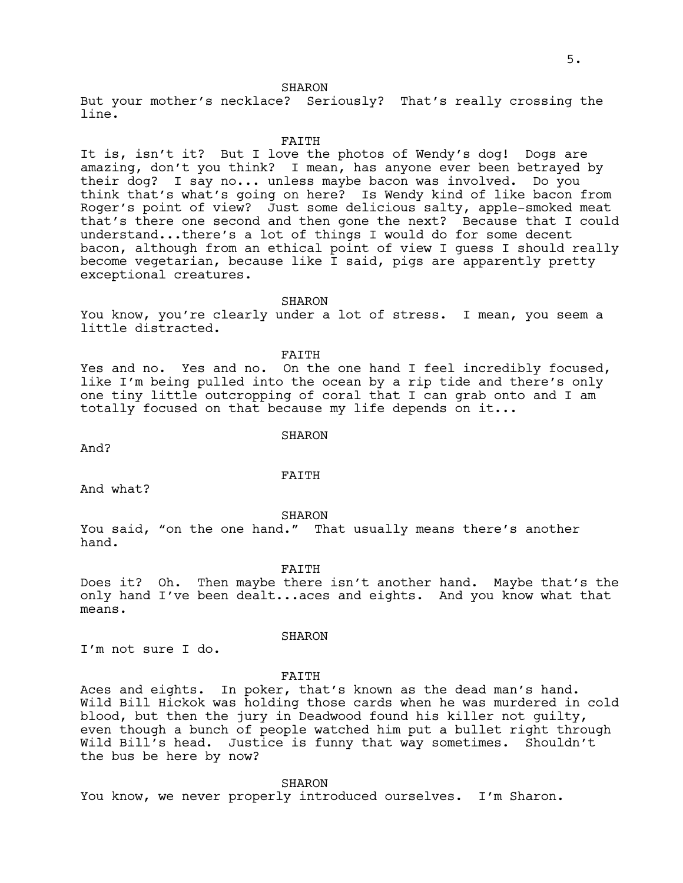SHARON

But your mother's necklace? Seriously? That's really crossing the line.

FAITH

It is, isn't it? But I love the photos of Wendy's dog! Dogs are amazing, don't you think? I mean, has anyone ever been betrayed by their dog? I say no... unless maybe bacon was involved. Do you think that's what's going on here? Is Wendy kind of like bacon from Roger's point of view? Just some delicious salty, apple-smoked meat that's there one second and then gone the next? Because that I could understand...there's a lot of things I would do for some decent bacon, although from an ethical point of view I guess I should really become vegetarian, because like I said, pigs are apparently pretty exceptional creatures.

SHARON

You know, you're clearly under a lot of stress. I mean, you seem a little distracted.

FAITH

Yes and no. Yes and no. On the one hand I feel incredibly focused, like I'm being pulled into the ocean by a rip tide and there's only one tiny little outcropping of coral that I can grab onto and I am totally focused on that because my life depends on it...

SHARON

And?

FAITH

And what?

SHARON

You said, "on the one hand." That usually means there's another hand.

FAITH

Does it? Oh. Then maybe there isn't another hand. Maybe that's the only hand I've been dealt...aces and eights. And you know what that means.

SHARON

I'm not sure I do.

FAITH

Aces and eights. In poker, that's known as the dead man's hand. Wild Bill Hickok was holding those cards when he was murdered in cold blood, but then the jury in Deadwood found his killer not guilty, even though a bunch of people watched him put a bullet right through Wild Bill's head. Justice is funny that way sometimes. Shouldn't the bus be here by now?

SHARON

You know, we never properly introduced ourselves. I'm Sharon.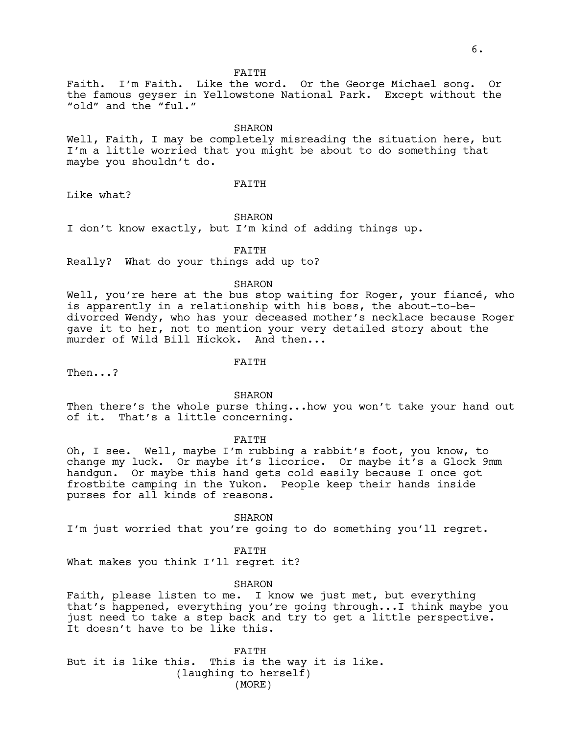FAITH

Faith. I'm Faith. Like the word. Or the George Michael song. Or the famous geyser in Yellowstone National Park. Except without the "old" and the "ful."

SHARON

Well, Faith, I may be completely misreading the situation here, but I'm a little worried that you might be about to do something that maybe you shouldn't do.

FAITH

Like what?

SHARON

I don't know exactly, but I'm kind of adding things up.

FAITH

Really? What do your things add up to?

SHARON

Well, you're here at the bus stop waiting for Roger, your fiancé, who is apparently in a relationship with his boss, the about-to-be-divorced Wendy, who has your deceased mother's necklace because Roger gave it to her, not to mention your very detailed story about the murder of Wild Bill Hickok. And then...

FAITH

Then...?

SHARON

Then there's the whole purse thing...how you won't take your hand out of it. That's a little concerning.

FAITH

Oh, I see. Well, maybe I'm rubbing a rabbit's foot, you know, to change my luck. Or maybe it's licorice. Or maybe it's a Glock 9mm handgun. Or maybe this hand gets cold easily because I once got frostbite camping in the Yukon. People keep their hands inside purses for all kinds of reasons.

SHARON

I'm just worried that you're going to do something you'll regret.

FAITH

What makes you think I'll regret it?

SHARON

Faith, please listen to me. I know we just met, but everything that's happened, everything you're going through...I think maybe you just need to take a step back and try to get a little perspective. It doesn't have to be like this.

FAITH

But it is like this. This is the way it is like.

(laughing to herself)

(MORE)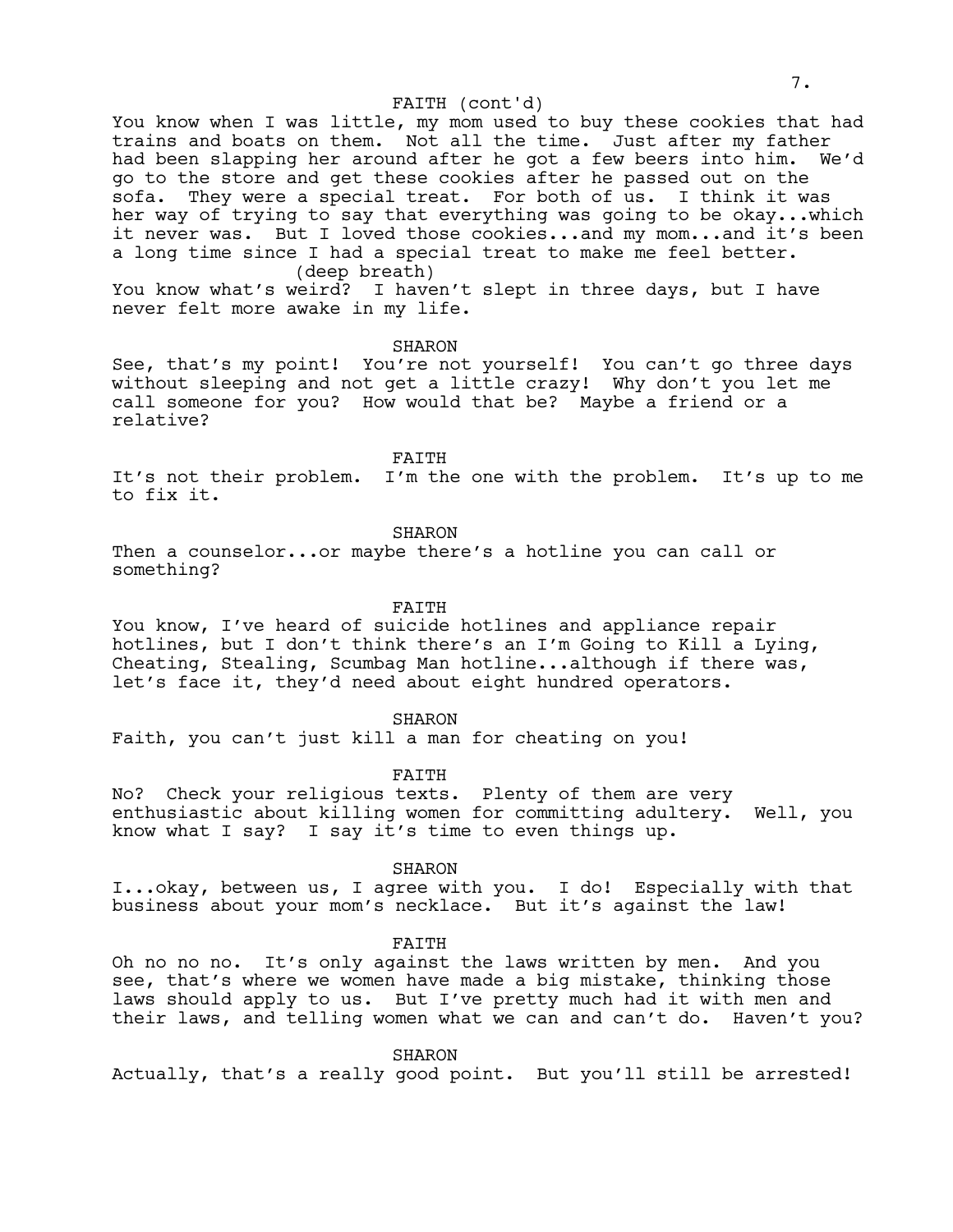FAITH (cont'd)

You know when I was little, my mom used to buy these cookies that had trains and boats on them. Not all the time. Just after my father had been slapping her around after he got a few beers into him. We'd go to the store and get these cookies after he passed out on the sofa. They were a special treat. For both of us. I think it was her way of trying to say that everything was going to be okay...which it never was. But I loved those cookies...and my mom...and it's been a long time since I had a special treat to make me feel better.

(deep breath)

You know what's weird? I haven't slept in three days, but I have never felt more awake in my life.

SHARON

See, that's my point! You're not yourself! You can't go three days without sleeping and not get a little crazy! Why don't you let me call someone for you? How would that be? Maybe a friend or a relative?

FAITH

It's not their problem. I'm the one with the problem. It's up to me to fix it.

SHARON

Then a counselor...or maybe there's a hotline you can call or something?

FAITH

You know, I've heard of suicide hotlines and appliance repair hotlines, but I don't think there's an I'm Going to Kill a Lying, Cheating, Stealing, Scumbag Man hotline...although if there was, let's face it, they'd need about eight hundred operators.

SHARON

Faith, you can't just kill a man for cheating on you!

FAITH

No? Check your religious texts. Plenty of them are very enthusiastic about killing women for committing adultery. Well, you know what I say? I say it's time to even things up.

SHARON

I...okay, between us, I agree with you. I do! Especially with that business about your mom's necklace. But it's against the law!

FAITH

Oh no no no. It's only against the laws written by men. And you see, that's where we women have made a big mistake, thinking those laws should apply to us. But I've pretty much had it with men and their laws, and telling women what we can and can't do. Haven't you?

SHARON

Actually, that's a really good point. But you'll still be arrested!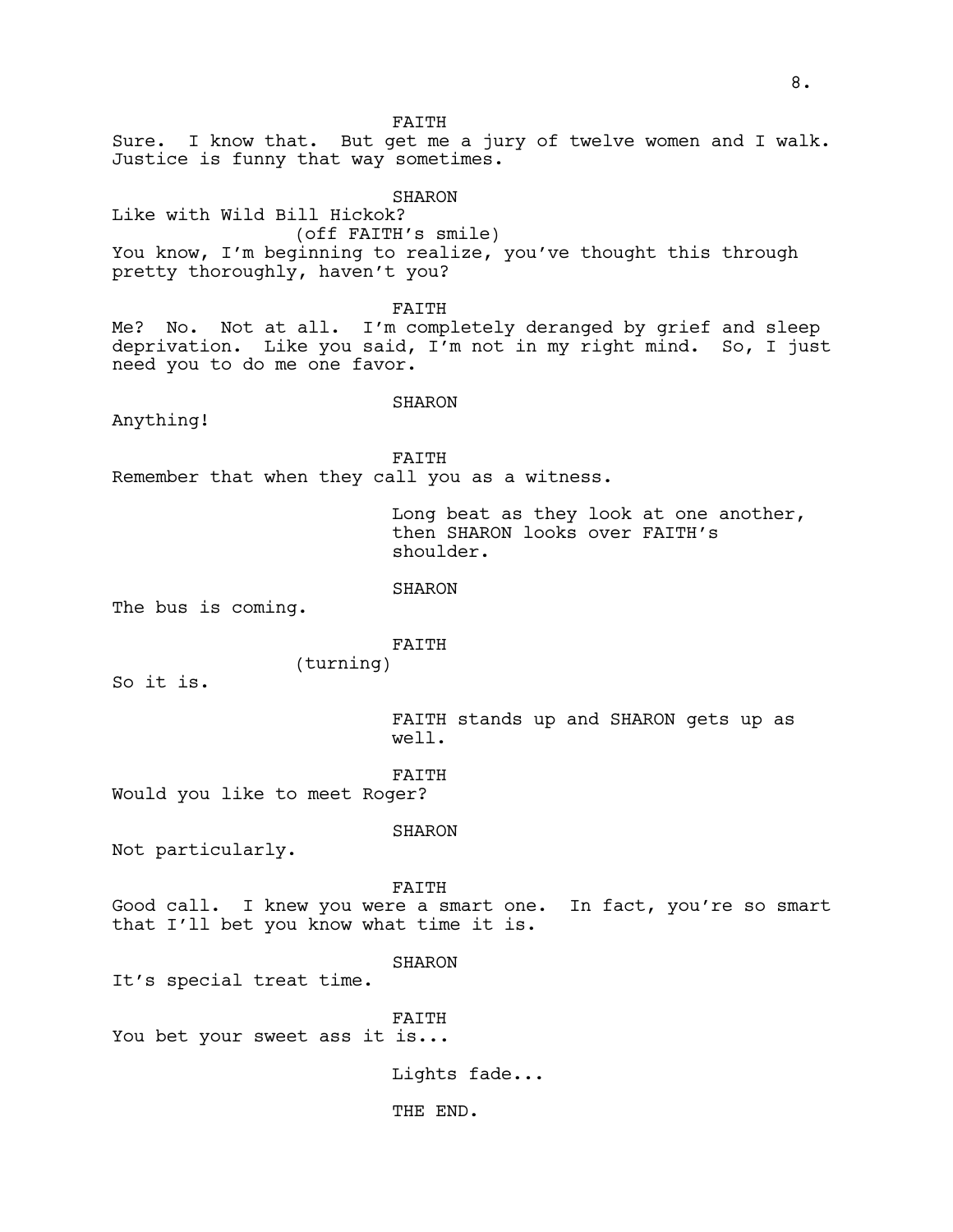FAITH

Sure. I know that. But get me a jury of twelve women and I walk. Justice is funny that way sometimes.

SHARON

Like with Wild Bill Hickok?

(off FAITH's smile)

You know, I'm beginning to realize, you've thought this through pretty thoroughly, haven't you?

FAITH

Me? No. Not at all. I'm completely deranged by grief and sleep deprivation. Like you said, I'm not in my right mind. So, I just need you to do me one favor.

SHARON

Anything!

FAITH

Remember that when they call you as a witness.

Long beat as they look at one another, then SHARON looks over FAITH's shoulder.

SHARON

The bus is coming.

FAITH

(turning)

So it is.

FAITH stands up and SHARON gets up as well.

FAITH

Would you like to meet Roger?

SHARON

Not particularly.

FAITH

Good call. I knew you were a smart one. In fact, you're so smart that I'll bet you know what time it is.

SHARON

It's special treat time.

FAITH

You bet your sweet ass it is...

Lights fade...

THE END.